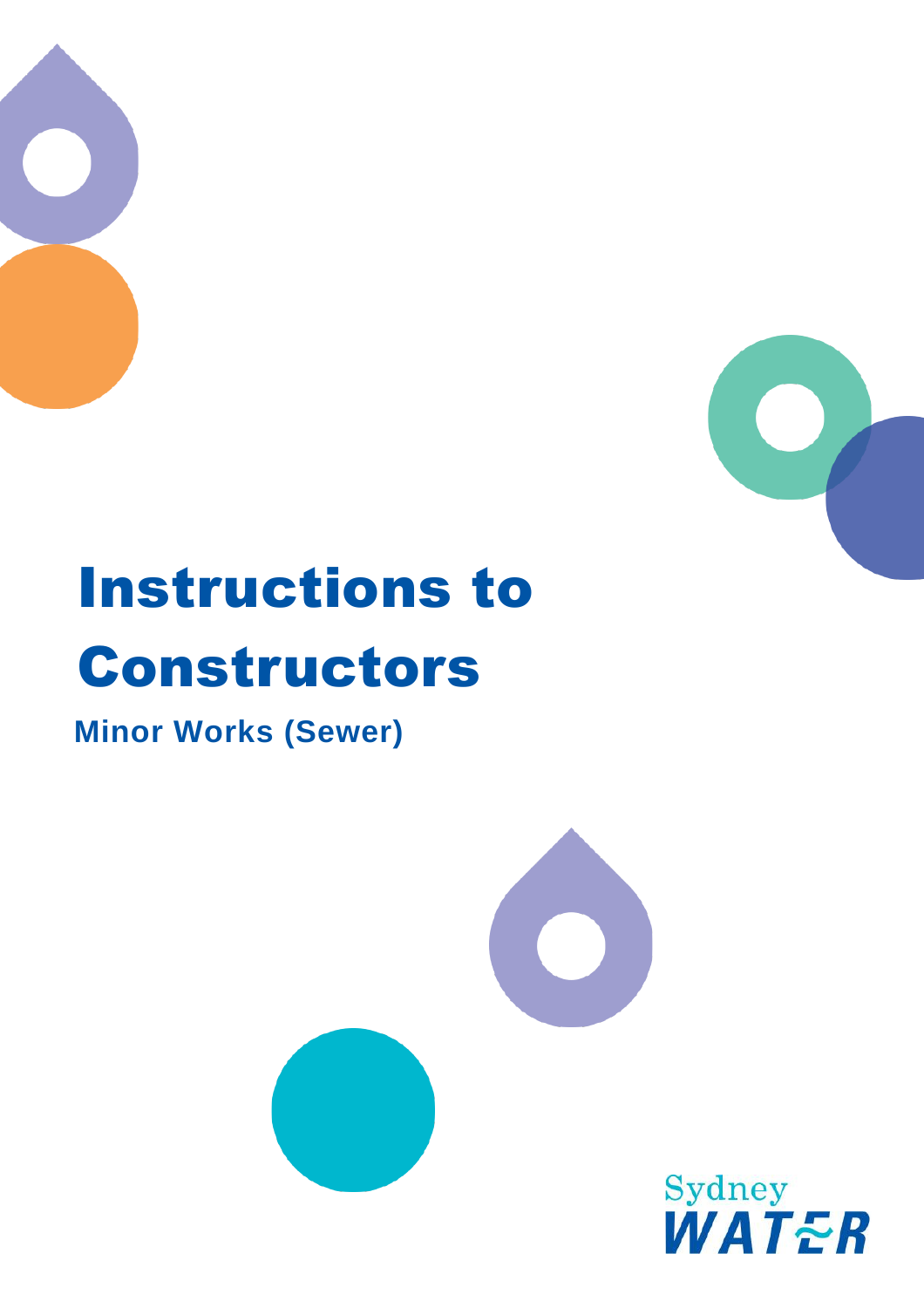# Instructions to Constructors

## Minor Works (Sewer)

Sydney WATER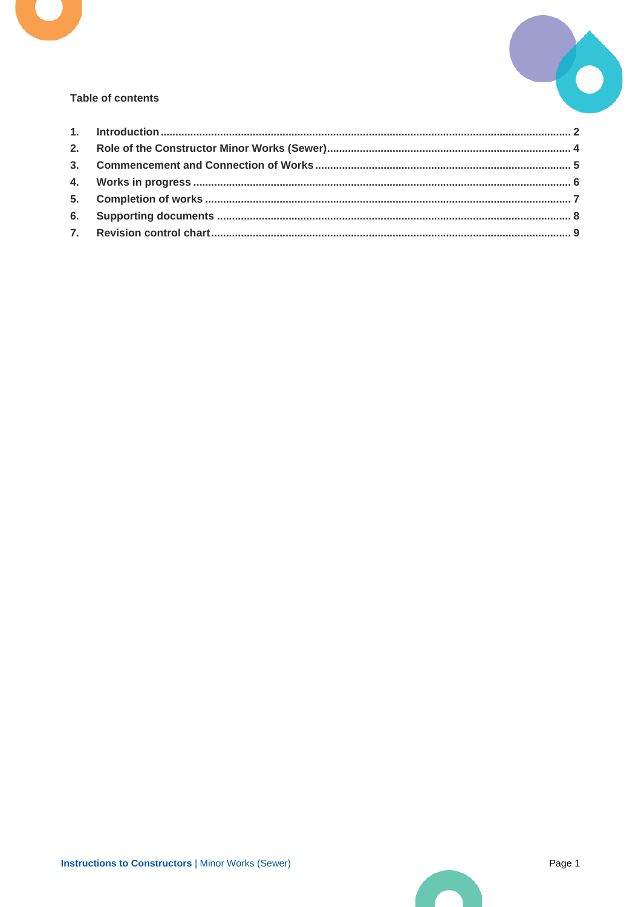**Table of contents**

1. Introduction ........ 2
2. Role of the Constructor Minor Works (Sewer) ........ 4
3. Commencement and Connection of Works ........ 5
4. Works in progress ........ 6
5. Completion of works ........ 7
6. Supporting documents ........ 8
7. Revision control chart ........ 9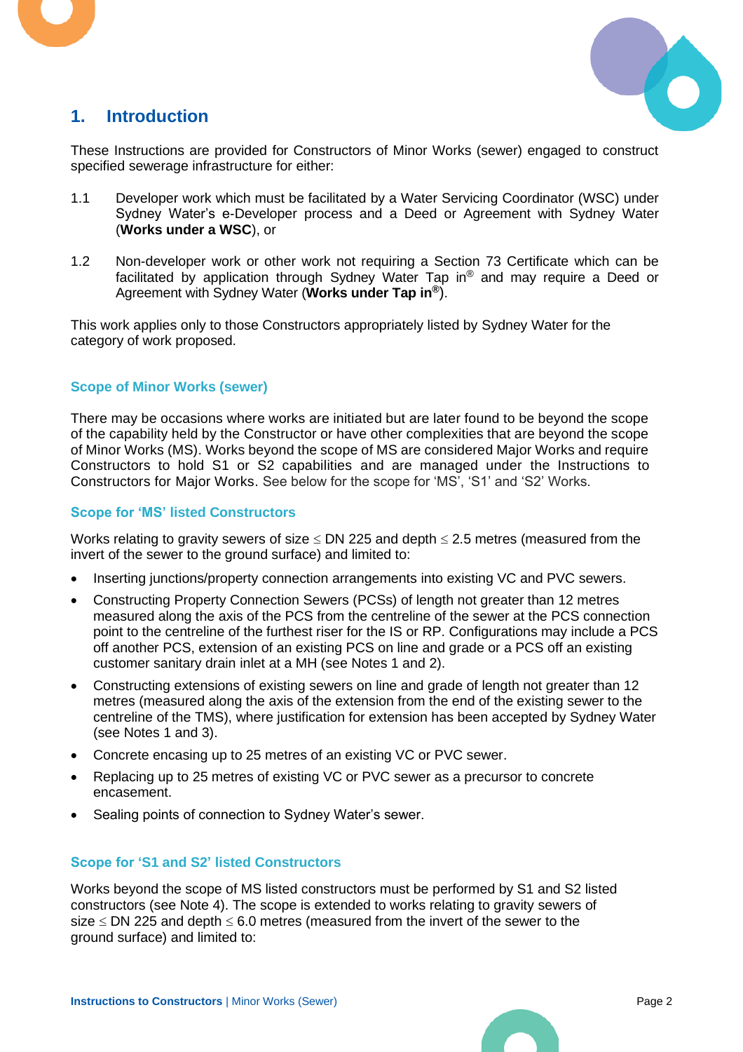# 1. Introduction

These Instructions are provided for Constructors of Minor Works (sewer) engaged to construct specified sewerage infrastructure for either:

1.1 Developer work which must be facilitated by a Water Servicing Coordinator (WSC) under Sydney Water's e-Developer process and a Deed or Agreement with Sydney Water (**Works under a WSC**), or

1.2 Non-developer work or other work not requiring a Section 73 Certificate which can be facilitated by application through Sydney Water Tap in® and may require a Deed or Agreement with Sydney Water (**Works under Tap in®**).

This work applies only to those Constructors appropriately listed by Sydney Water for the category of work proposed.

### Scope of Minor Works (sewer)

There may be occasions where works are initiated but are later found to be beyond the scope of the capability held by the Constructor or have other complexities that are beyond the scope of Minor Works (MS). Works beyond the scope of MS are considered Major Works and require Constructors to hold S1 or S2 capabilities and are managed under the Instructions to Constructors for Major Works. See below for the scope for 'MS', 'S1' and 'S2' Works.

### Scope for 'MS' listed Constructors

Works relating to gravity sewers of size ≤ DN 225 and depth ≤ 2.5 metres (measured from the invert of the sewer to the ground surface) and limited to:

- Inserting junctions/property connection arrangements into existing VC and PVC sewers.
- Constructing Property Connection Sewers (PCSs) of length not greater than 12 metres measured along the axis of the PCS from the centreline of the sewer at the PCS connection point to the centreline of the furthest riser for the IS or RP. Configurations may include a PCS off another PCS, extension of an existing PCS on line and grade or a PCS off an existing customer sanitary drain inlet at a MH (see Notes 1 and 2).
- Constructing extensions of existing sewers on line and grade of length not greater than 12 metres (measured along the axis of the extension from the end of the existing sewer to the centreline of the TMS), where justification for extension has been accepted by Sydney Water (see Notes 1 and 3).
- Concrete encasing up to 25 metres of an existing VC or PVC sewer.
- Replacing up to 25 metres of existing VC or PVC sewer as a precursor to concrete encasement.
- Sealing points of connection to Sydney Water's sewer.

### Scope for 'S1 and S2' listed Constructors

Works beyond the scope of MS listed constructors must be performed by S1 and S2 listed constructors (see Note 4). The scope is extended to works relating to gravity sewers of size ≤ DN 225 and depth ≤ 6.0 metres (measured from the invert of the sewer to the ground surface) and limited to: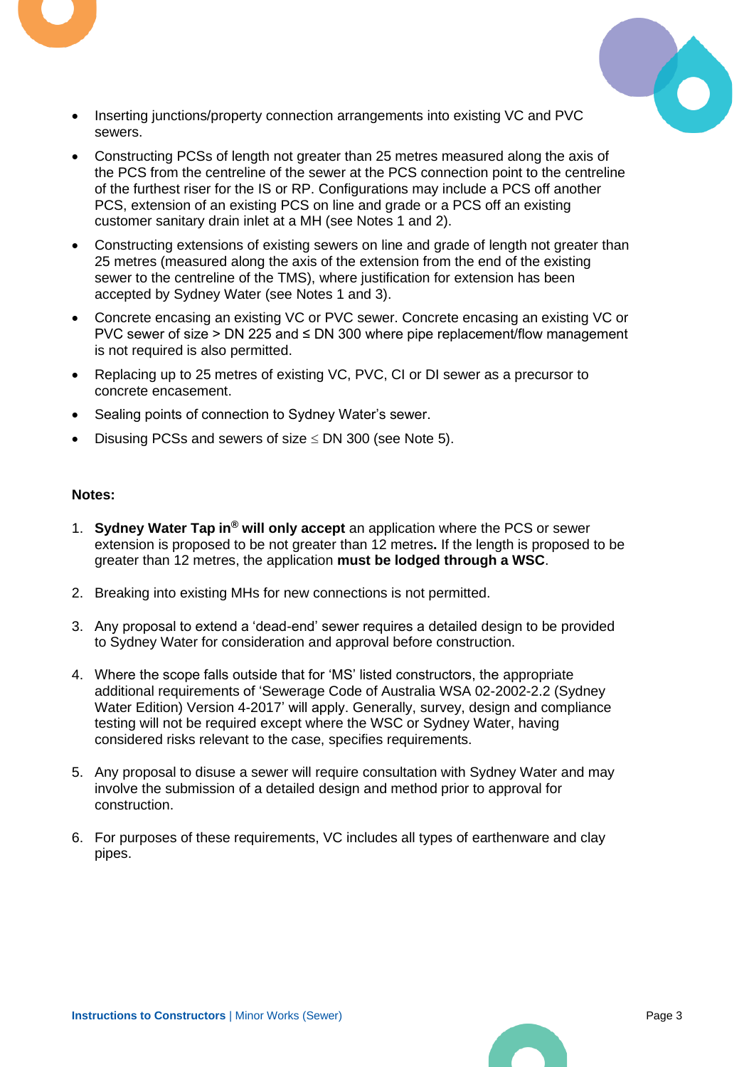- Inserting junctions/property connection arrangements into existing VC and PVC sewers.
- Constructing PCSs of length not greater than 25 metres measured along the axis of the PCS from the centreline of the sewer at the PCS connection point to the centreline of the furthest riser for the IS or RP. Configurations may include a PCS off another PCS, extension of an existing PCS on line and grade or a PCS off an existing customer sanitary drain inlet at a MH (see Notes 1 and 2).
- Constructing extensions of existing sewers on line and grade of length not greater than 25 metres (measured along the axis of the extension from the end of the existing sewer to the centreline of the TMS), where justification for extension has been accepted by Sydney Water (see Notes 1 and 3).
- Concrete encasing an existing VC or PVC sewer. Concrete encasing an existing VC or PVC sewer of size > DN 225 and ≤ DN 300 where pipe replacement/flow management is not required is also permitted.
- Replacing up to 25 metres of existing VC, PVC, CI or DI sewer as a precursor to concrete encasement.
- Sealing points of connection to Sydney Water's sewer.
- Disusing PCSs and sewers of size ≤ DN 300 (see Note 5).

**Notes:**

1. **Sydney Water Tap in® will only accept** an application where the PCS or sewer extension is proposed to be not greater than 12 metres**.** If the length is proposed to be greater than 12 metres, the application **must be lodged through a WSC**.
2. Breaking into existing MHs for new connections is not permitted.
3. Any proposal to extend a 'dead-end' sewer requires a detailed design to be provided to Sydney Water for consideration and approval before construction.
4. Where the scope falls outside that for 'MS' listed constructors, the appropriate additional requirements of 'Sewerage Code of Australia WSA 02-2002-2.2 (Sydney Water Edition) Version 4-2017' will apply. Generally, survey, design and compliance testing will not be required except where the WSC or Sydney Water, having considered risks relevant to the case, specifies requirements.
5. Any proposal to disuse a sewer will require consultation with Sydney Water and may involve the submission of a detailed design and method prior to approval for construction.
6. For purposes of these requirements, VC includes all types of earthenware and clay pipes.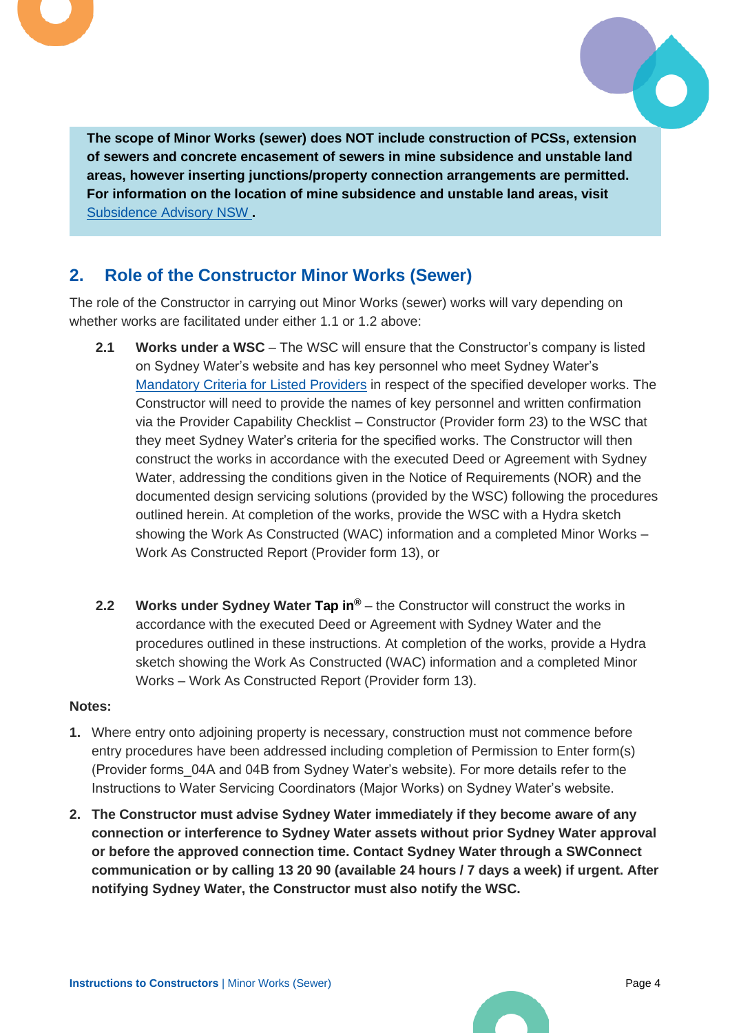**The scope of Minor Works (sewer) does NOT include construction of PCSs, extension of sewers and concrete encasement of sewers in mine subsidence and unstable land areas, however inserting junctions/property connection arrangements are permitted. For information on the location of mine subsidence and unstable land areas, visit** [Subsidence Advisory NSW]**.**

## 2. Role of the Constructor Minor Works (Sewer)

The role of the Constructor in carrying out Minor Works (sewer) works will vary depending on whether works are facilitated under either 1.1 or 1.2 above:

**2.1 Works under a WSC** – The WSC will ensure that the Constructor's company is listed on Sydney Water's website and has key personnel who meet Sydney Water's Mandatory Criteria for Listed Providers in respect of the specified developer works. The Constructor will need to provide the names of key personnel and written confirmation via the Provider Capability Checklist – Constructor (Provider form 23) to the WSC that they meet Sydney Water's criteria for the specified works. The Constructor will then construct the works in accordance with the executed Deed or Agreement with Sydney Water, addressing the conditions given in the Notice of Requirements (NOR) and the documented design servicing solutions (provided by the WSC) following the procedures outlined herein. At completion of the works, provide the WSC with a Hydra sketch showing the Work As Constructed (WAC) information and a completed Minor Works – Work As Constructed Report (Provider form 13), or

**2.2 Works under Sydney Water Tap in®** – the Constructor will construct the works in accordance with the executed Deed or Agreement with Sydney Water and the procedures outlined in these instructions. At completion of the works, provide a Hydra sketch showing the Work As Constructed (WAC) information and a completed Minor Works – Work As Constructed Report (Provider form 13).

**Notes:**

1. Where entry onto adjoining property is necessary, construction must not commence before entry procedures have been addressed including completion of Permission to Enter form(s) (Provider forms_04A and 04B from Sydney Water's website). For more details refer to the Instructions to Water Servicing Coordinators (Major Works) on Sydney Water's website.
2. **The Constructor must advise Sydney Water immediately if they become aware of any connection or interference to Sydney Water assets without prior Sydney Water approval or before the approved connection time. Contact Sydney Water through a SWConnect communication or by calling 13 20 90 (available 24 hours / 7 days a week) if urgent. After notifying Sydney Water, the Constructor must also notify the WSC.**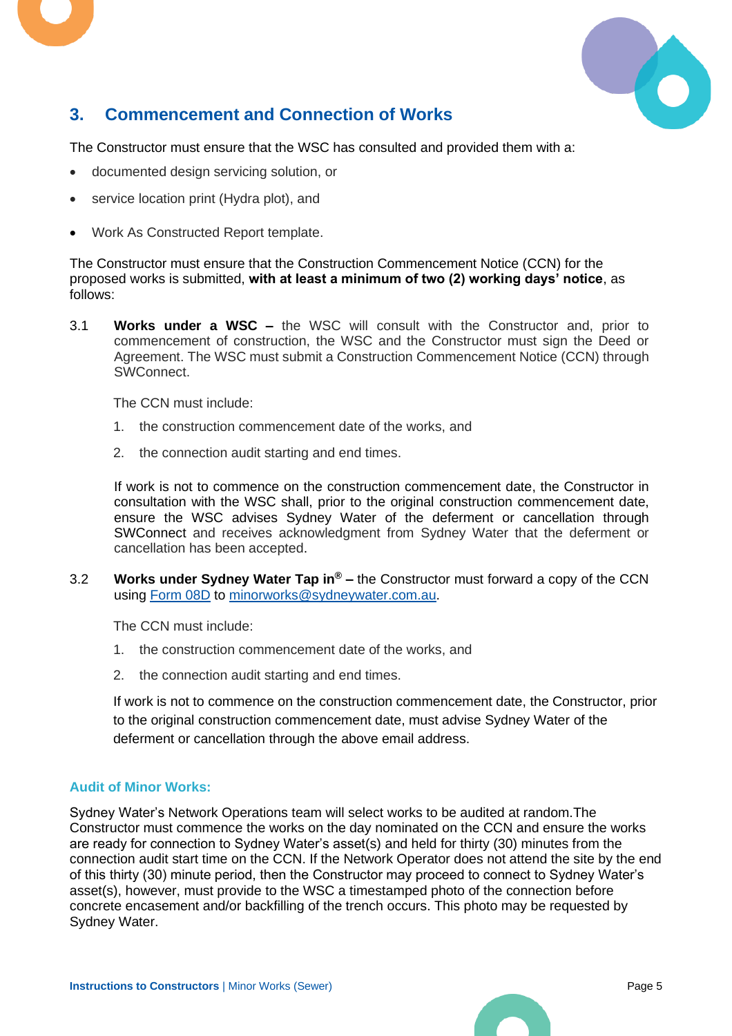## 3. Commencement and Connection of Works

The Constructor must ensure that the WSC has consulted and provided them with a:

- documented design servicing solution, or
- service location print (Hydra plot), and
- Work As Constructed Report template.

The Constructor must ensure that the Construction Commencement Notice (CCN) for the proposed works is submitted, **with at least a minimum of two (2) working days' notice**, as follows:

3.1 **Works under a WSC –** the WSC will consult with the Constructor and, prior to commencement of construction, the WSC and the Constructor must sign the Deed or Agreement. The WSC must submit a Construction Commencement Notice (CCN) through SWConnect.

The CCN must include:

1. the construction commencement date of the works, and
2. the connection audit starting and end times.

If work is not to commence on the construction commencement date, the Constructor in consultation with the WSC shall, prior to the original construction commencement date, ensure the WSC advises Sydney Water of the deferment or cancellation through SWConnect and receives acknowledgment from Sydney Water that the deferment or cancellation has been accepted.

3.2 **Works under Sydney Water Tap in® –** the Constructor must forward a copy of the CCN using Form 08D to minorworks@sydneywater.com.au.

The CCN must include:

1. the construction commencement date of the works, and
2. the connection audit starting and end times.

If work is not to commence on the construction commencement date, the Constructor, prior to the original construction commencement date, must advise Sydney Water of the deferment or cancellation through the above email address.

### Audit of Minor Works:

Sydney Water's Network Operations team will select works to be audited at random.The Constructor must commence the works on the day nominated on the CCN and ensure the works are ready for connection to Sydney Water's asset(s) and held for thirty (30) minutes from the connection audit start time on the CCN. If the Network Operator does not attend the site by the end of this thirty (30) minute period, then the Constructor may proceed to connect to Sydney Water's asset(s), however, must provide to the WSC a timestamped photo of the connection before concrete encasement and/or backfilling of the trench occurs. This photo may be requested by Sydney Water.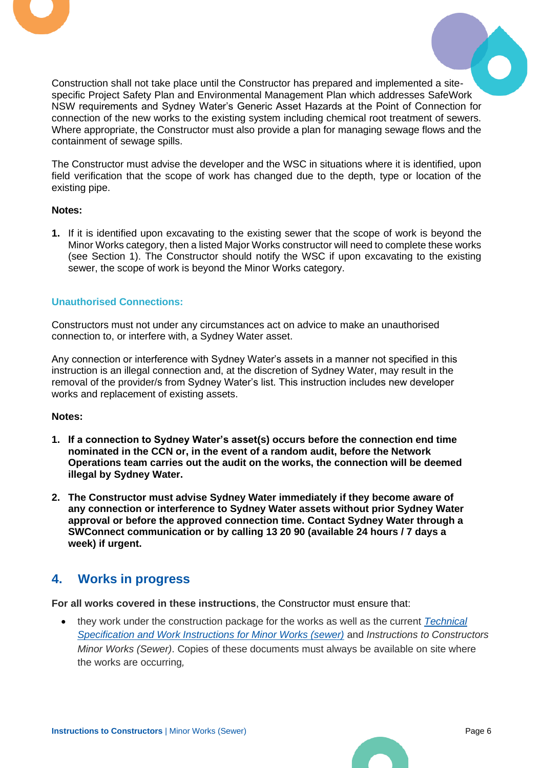Construction shall not take place until the Constructor has prepared and implemented a site-specific Project Safety Plan and Environmental Management Plan which addresses SafeWork NSW requirements and Sydney Water's Generic Asset Hazards at the Point of Connection for connection of the new works to the existing system including chemical root treatment of sewers. Where appropriate, the Constructor must also provide a plan for managing sewage flows and the containment of sewage spills.

The Constructor must advise the developer and the WSC in situations where it is identified, upon field verification that the scope of work has changed due to the depth, type or location of the existing pipe.

**Notes:**

1. If it is identified upon excavating to the existing sewer that the scope of work is beyond the Minor Works category, then a listed Major Works constructor will need to complete these works (see Section 1). The Constructor should notify the WSC if upon excavating to the existing sewer, the scope of work is beyond the Minor Works category.

### Unauthorised Connections:

Constructors must not under any circumstances act on advice to make an unauthorised connection to, or interfere with, a Sydney Water asset.

Any connection or interference with Sydney Water's assets in a manner not specified in this instruction is an illegal connection and, at the discretion of Sydney Water, may result in the removal of the provider/s from Sydney Water's list. This instruction includes new developer works and replacement of existing assets.

**Notes:**

1. **If a connection to Sydney Water's asset(s) occurs before the connection end time nominated in the CCN or, in the event of a random audit, before the Network Operations team carries out the audit on the works, the connection will be deemed illegal by Sydney Water.**
2. **The Constructor must advise Sydney Water immediately if they become aware of any connection or interference to Sydney Water assets without prior Sydney Water approval or before the approved connection time. Contact Sydney Water through a SWConnect communication or by calling 13 20 90 (available 24 hours / 7 days a week) if urgent.**

## 4. Works in progress

**For all works covered in these instructions**, the Constructor must ensure that:

- they work under the construction package for the works as well as the current *Technical Specification and Work Instructions for Minor Works (sewer)* and *Instructions to Constructors Minor Works (Sewer)*. Copies of these documents must always be available on site where the works are occurring,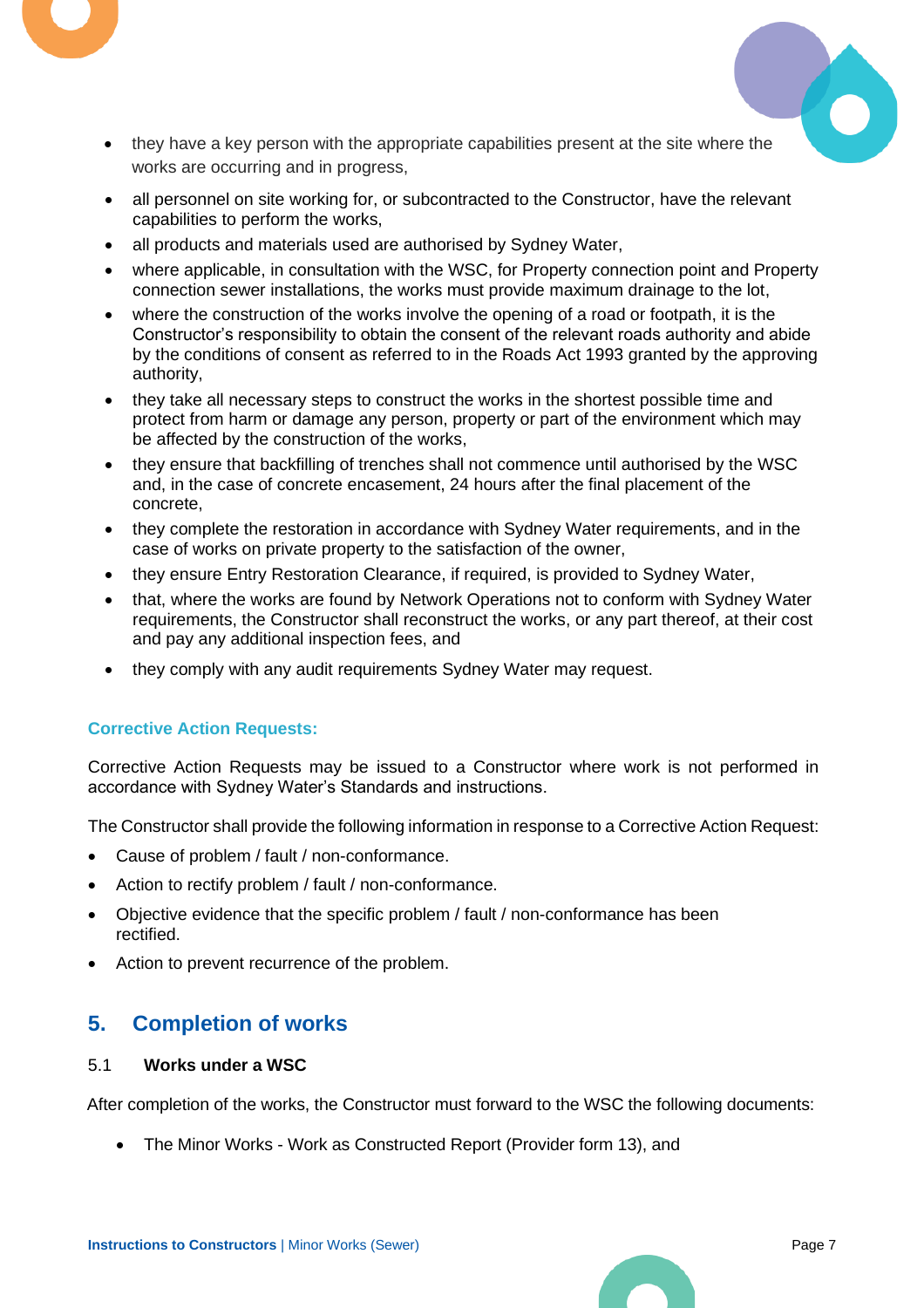- they have a key person with the appropriate capabilities present at the site where the works are occurring and in progress,
- all personnel on site working for, or subcontracted to the Constructor, have the relevant capabilities to perform the works,
- all products and materials used are authorised by Sydney Water,
- where applicable, in consultation with the WSC, for Property connection point and Property connection sewer installations, the works must provide maximum drainage to the lot,
- where the construction of the works involve the opening of a road or footpath, it is the Constructor's responsibility to obtain the consent of the relevant roads authority and abide by the conditions of consent as referred to in the Roads Act 1993 granted by the approving authority,
- they take all necessary steps to construct the works in the shortest possible time and protect from harm or damage any person, property or part of the environment which may be affected by the construction of the works,
- they ensure that backfilling of trenches shall not commence until authorised by the WSC and, in the case of concrete encasement, 24 hours after the final placement of the concrete,
- they complete the restoration in accordance with Sydney Water requirements, and in the case of works on private property to the satisfaction of the owner,
- they ensure Entry Restoration Clearance, if required, is provided to Sydney Water,
- that, where the works are found by Network Operations not to conform with Sydney Water requirements, the Constructor shall reconstruct the works, or any part thereof, at their cost and pay any additional inspection fees, and
- they comply with any audit requirements Sydney Water may request.

#### Corrective Action Requests:

Corrective Action Requests may be issued to a Constructor where work is not performed in accordance with Sydney Water's Standards and instructions.

The Constructor shall provide the following information in response to a Corrective Action Request:

- Cause of problem / fault / non-conformance.
- Action to rectify problem / fault / non-conformance.
- Objective evidence that the specific problem / fault / non-conformance has been rectified.
- Action to prevent recurrence of the problem.

## 5. Completion of works

### 5.1 Works under a WSC

After completion of the works, the Constructor must forward to the WSC the following documents:

- The Minor Works - Work as Constructed Report (Provider form 13), and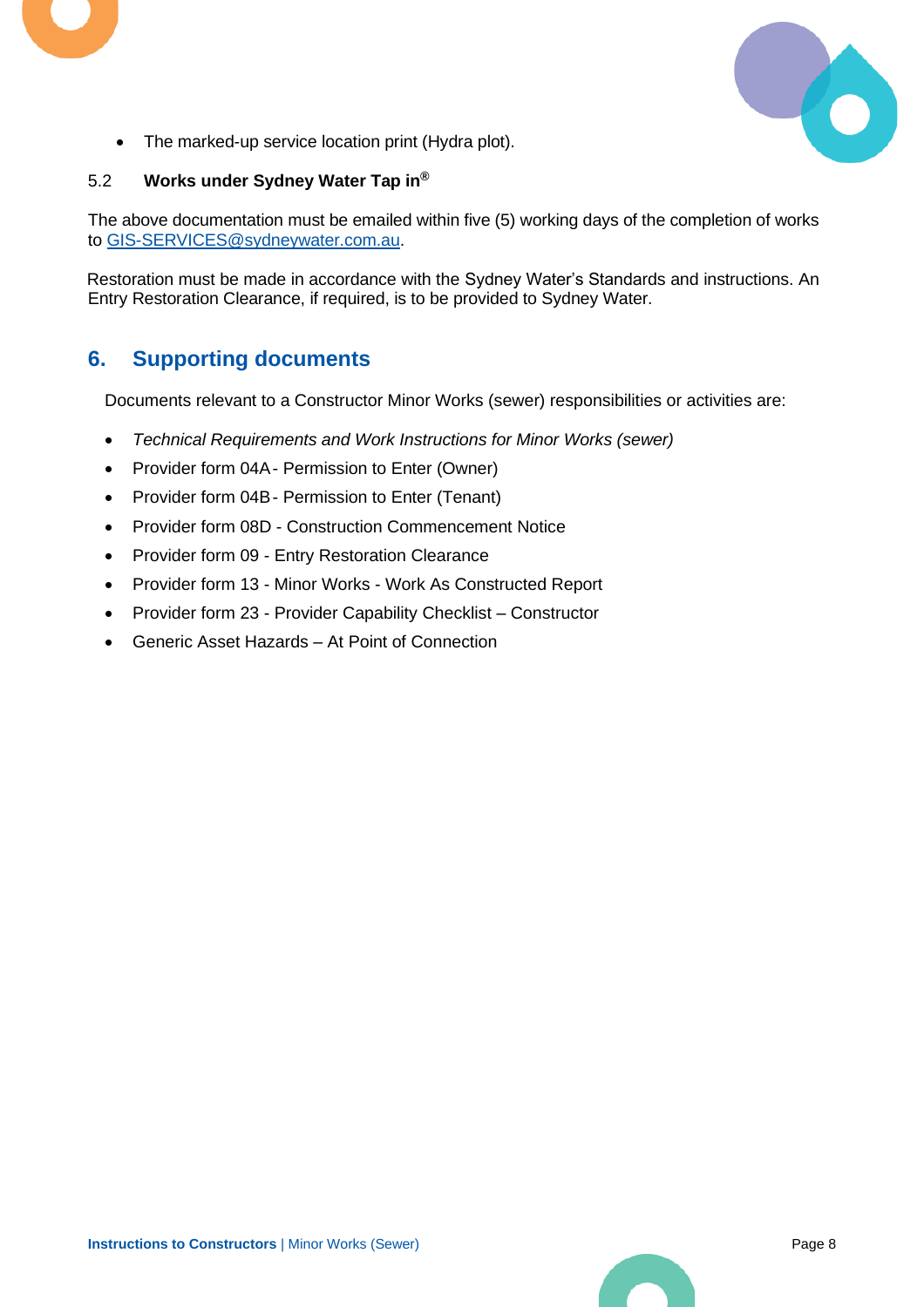- The marked-up service location print (Hydra plot).

### 5.2 Works under Sydney Water Tap in®

The above documentation must be emailed within five (5) working days of the completion of works to [GIS-SERVICES@sydneywater.com.au](mailto:GIS-SERVICES@sydneywater.com.au).

Restoration must be made in accordance with the Sydney Water's Standards and instructions. An Entry Restoration Clearance, if required, is to be provided to Sydney Water.

## 6. Supporting documents

Documents relevant to a Constructor Minor Works (sewer) responsibilities or activities are:

- *Technical Requirements and Work Instructions for Minor Works (sewer)*
- Provider form 04A - Permission to Enter (Owner)
- Provider form 04B - Permission to Enter (Tenant)
- Provider form 08D - Construction Commencement Notice
- Provider form 09 - Entry Restoration Clearance
- Provider form 13 - Minor Works - Work As Constructed Report
- Provider form 23 - Provider Capability Checklist – Constructor
- Generic Asset Hazards – At Point of Connection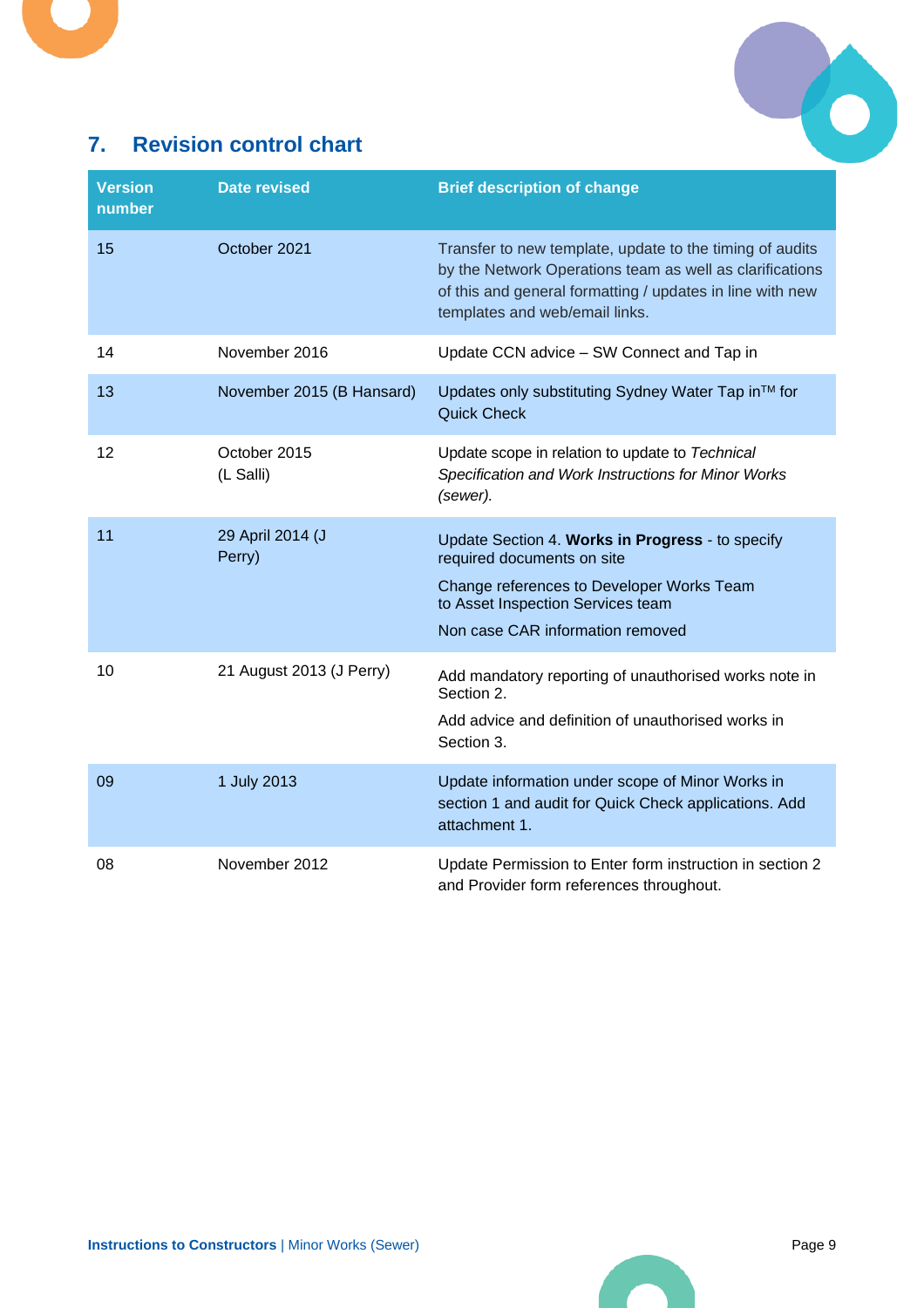## 7. Revision control chart

| Version number | Date revised | Brief description of change |
| --- | --- | --- |
| 15 | October 2021 | Transfer to new template, update to the timing of audits by the Network Operations team as well as clarifications of this and general formatting / updates in line with new templates and web/email links. |
| 14 | November 2016 | Update CCN advice – SW Connect and Tap in |
| 13 | November 2015 (B Hansard) | Updates only substituting Sydney Water Tap in™ for Quick Check |
| 12 | October 2015 (L Salli) | Update scope in relation to update to *Technical Specification and Work Instructions for Minor Works (sewer).* |
| 11 | 29 April 2014 (J Perry) | Update Section 4. **Works in Progress** - to specify required documents on site<br>Change references to Developer Works Team to Asset Inspection Services team<br>Non case CAR information removed |
| 10 | 21 August 2013 (J Perry) | Add mandatory reporting of unauthorised works note in Section 2.<br>Add advice and definition of unauthorised works in Section 3. |
| 09 | 1 July 2013 | Update information under scope of Minor Works in section 1 and audit for Quick Check applications. Add attachment 1. |
| 08 | November 2012 | Update Permission to Enter form instruction in section 2 and Provider form references throughout. |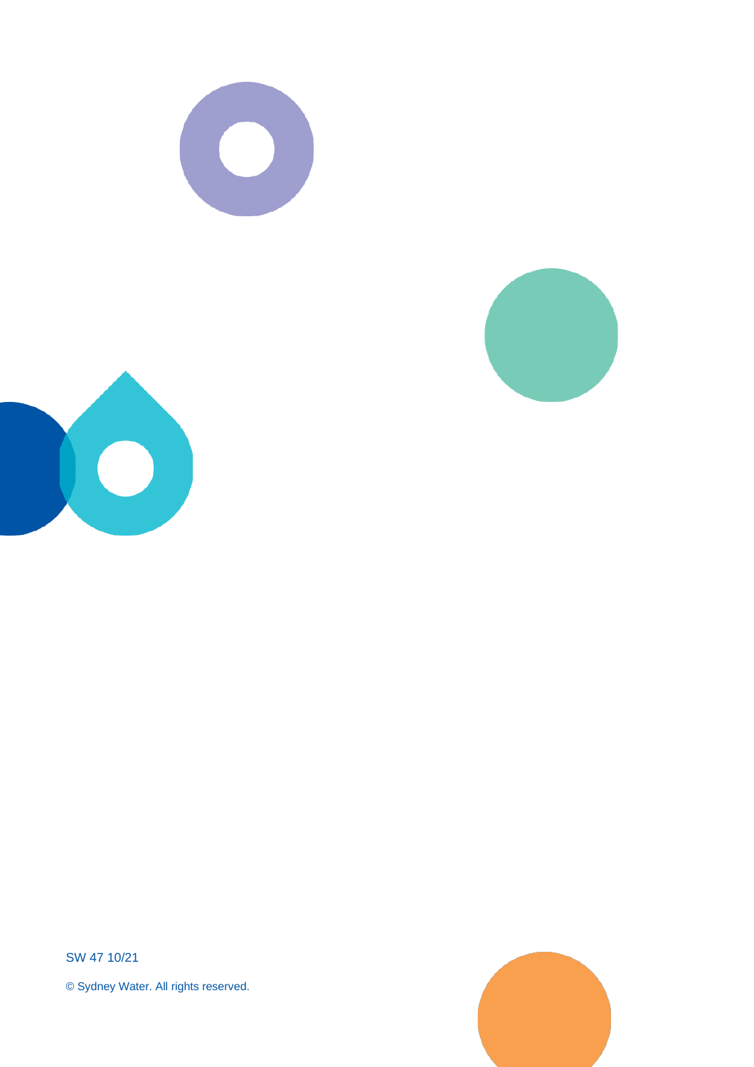SW 47 10/21

© Sydney Water. All rights reserved.